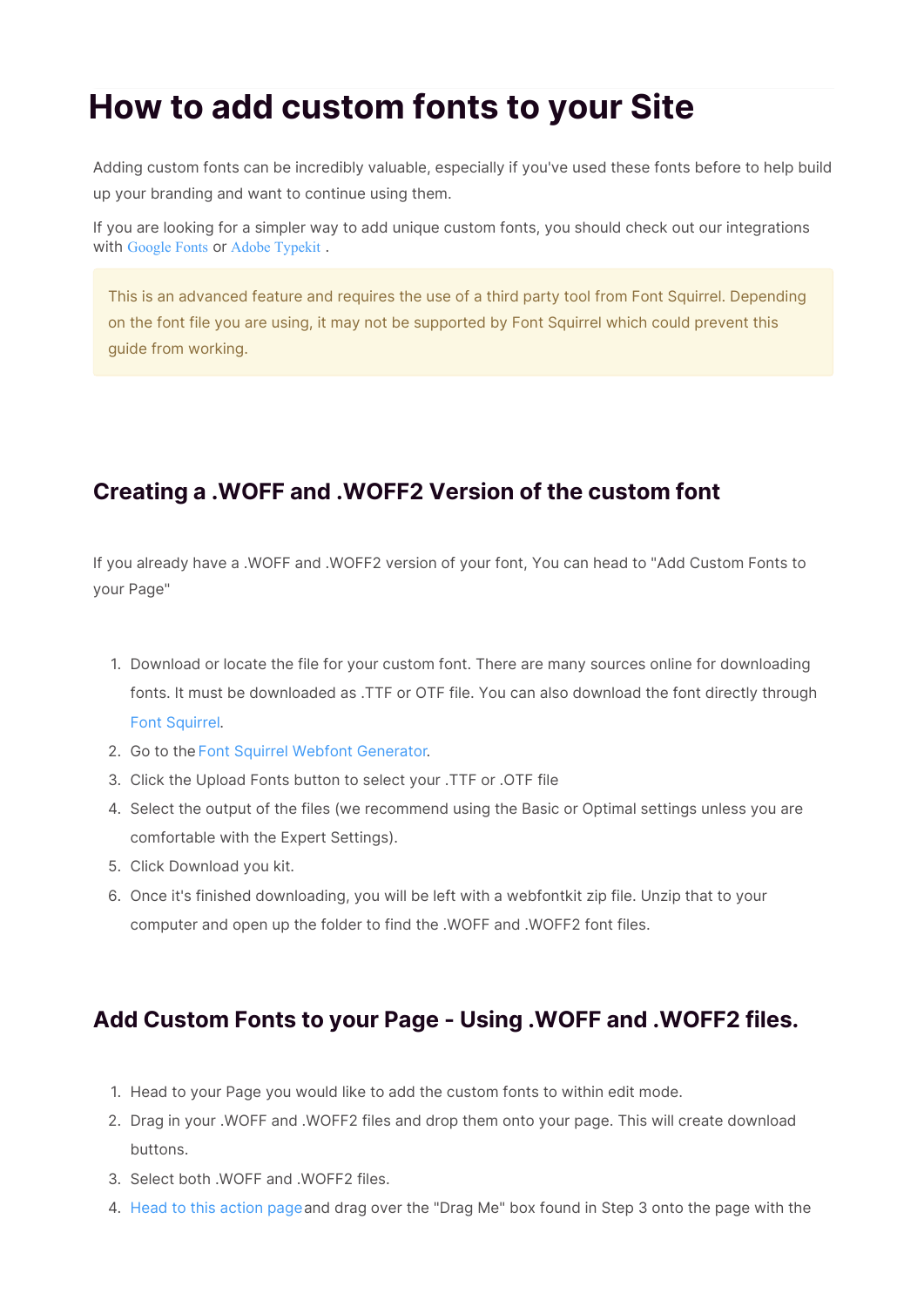# How to add custom fonts to your Site

Adding custom fonts can be incredibly valuable, especially if you've used these fonts before to help build up your branding and want to continue using them.

If you are looking for a simpler way to add unique custom fonts, you should check out our integrations with Google Fonts or Adobe Typekit .

> This is an advanced feature and requires the use of a third party tool from Font Squirrel. Depending on the font file you are using, it may not be supported by Font Squirrel which could prevent this guide from working.

## Creating a .WOFF and .WOFF2 Version of the custom font

If you already have a .WOFF and .WOFF2 version of your font, You can head to "Add Custom Fonts to your Page"

1. Download or locate the file for your custom font. There are many sources online for downloading fonts. It must be downloaded as .TTF or OTF file. You can also download the font directly through Font Squirrel.
2. Go to the Font Squirrel Webfont Generator.
3. Click the Upload Fonts button to select your .TTF or .OTF file
4. Select the output of the files (we recommend using the Basic or Optimal settings unless you are comfortable with the Expert Settings).
5. Click Download you kit.
6. Once it's finished downloading, you will be left with a webfontkit zip file. Unzip that to your computer and open up the folder to find the .WOFF and .WOFF2 font files.

## Add Custom Fonts to your Page - Using .WOFF and .WOFF2 files.

1. Head to your Page you would like to add the custom fonts to within edit mode.
2. Drag in your .WOFF and .WOFF2 files and drop them onto your page. This will create download buttons.
3. Select both .WOFF and .WOFF2 files.
4. Head to this action page and drag over the "Drag Me" box found in Step 3 onto the page with the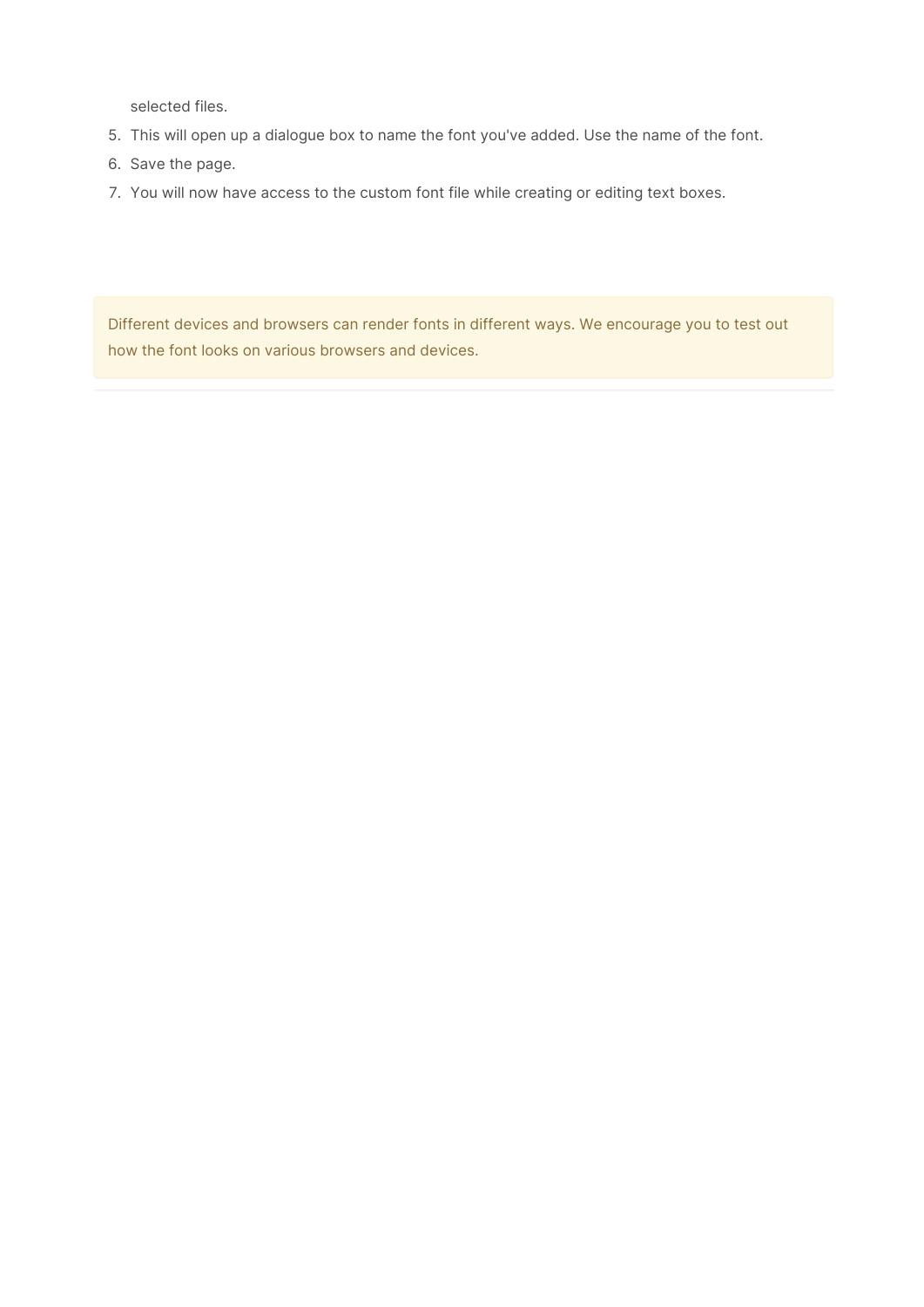selected files.

5. This will open up a dialogue box to name the font you've added. Use the name of the font.
6. Save the page.
7. You will now have access to the custom font file while creating or editing text boxes.

> Different devices and browsers can render fonts in different ways. We encourage you to test out how the font looks on various browsers and devices.

---